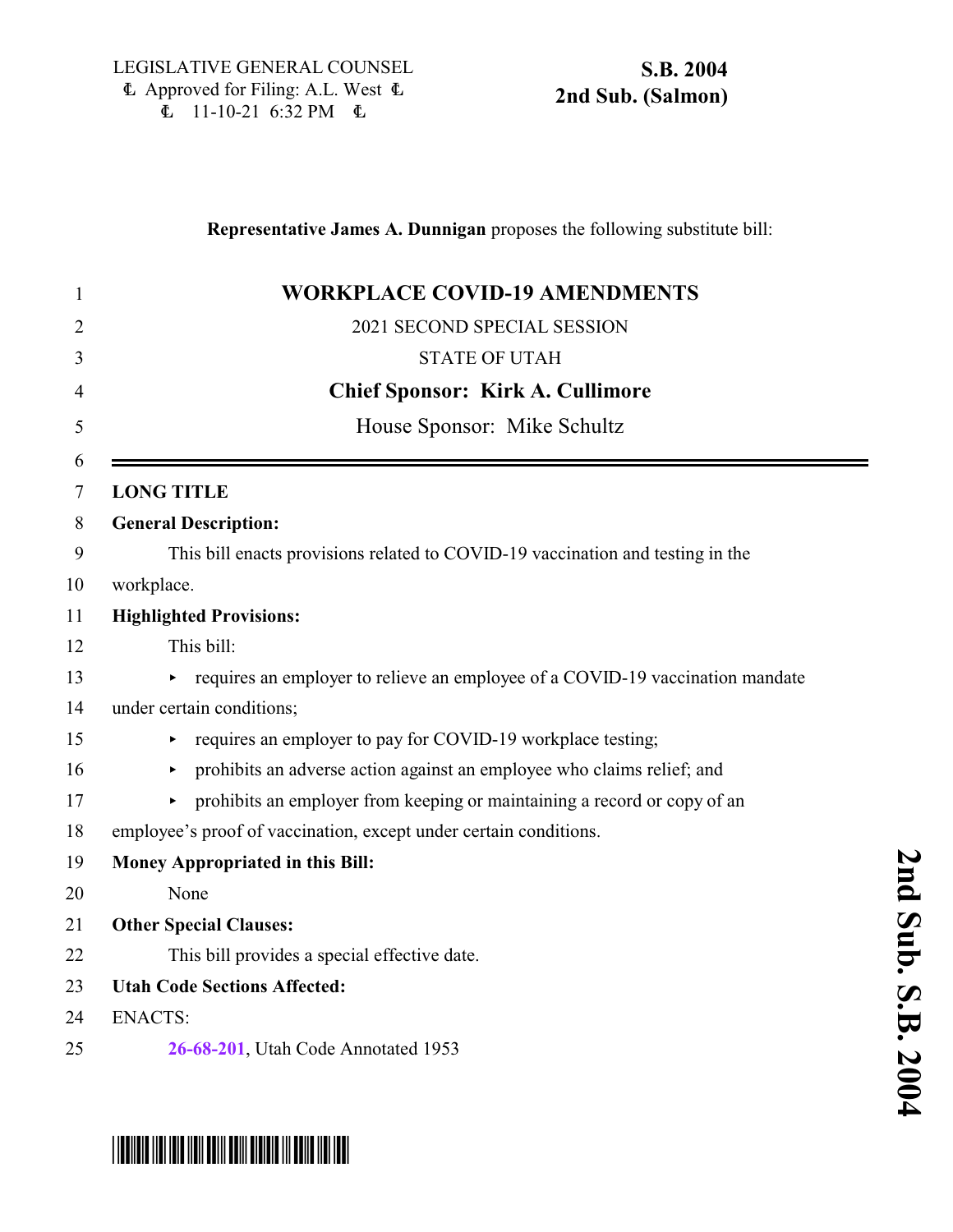LEGISLATIVE GENERAL COUNSEL
Approved for Filing: A.L. West
11-10-21 6:32 PM

**S.B. 2004**
**2nd Sub. (Salmon)**

**Representative James A. Dunnigan** proposes the following substitute bill:

# WORKPLACE COVID-19 AMENDMENTS

2021 SECOND SPECIAL SESSION

STATE OF UTAH

**Chief Sponsor: Kirk A. Cullimore**

House Sponsor: Mike Schultz

---

**LONG TITLE**

**General Description:**

This bill enacts provisions related to COVID-19 vaccination and testing in the workplace.

**Highlighted Provisions:**

This bill:

- requires an employer to relieve an employee of a COVID-19 vaccination mandate under certain conditions;
- requires an employer to pay for COVID-19 workplace testing;
- prohibits an adverse action against an employee who claims relief; and
- prohibits an employer from keeping or maintaining a record or copy of an employee's proof of vaccination, except under certain conditions.

**Money Appropriated in this Bill:**

None

**Other Special Clauses:**

This bill provides a special effective date.

**Utah Code Sections Affected:**

ENACTS:

**26-68-201**, Utah Code Annotated 1953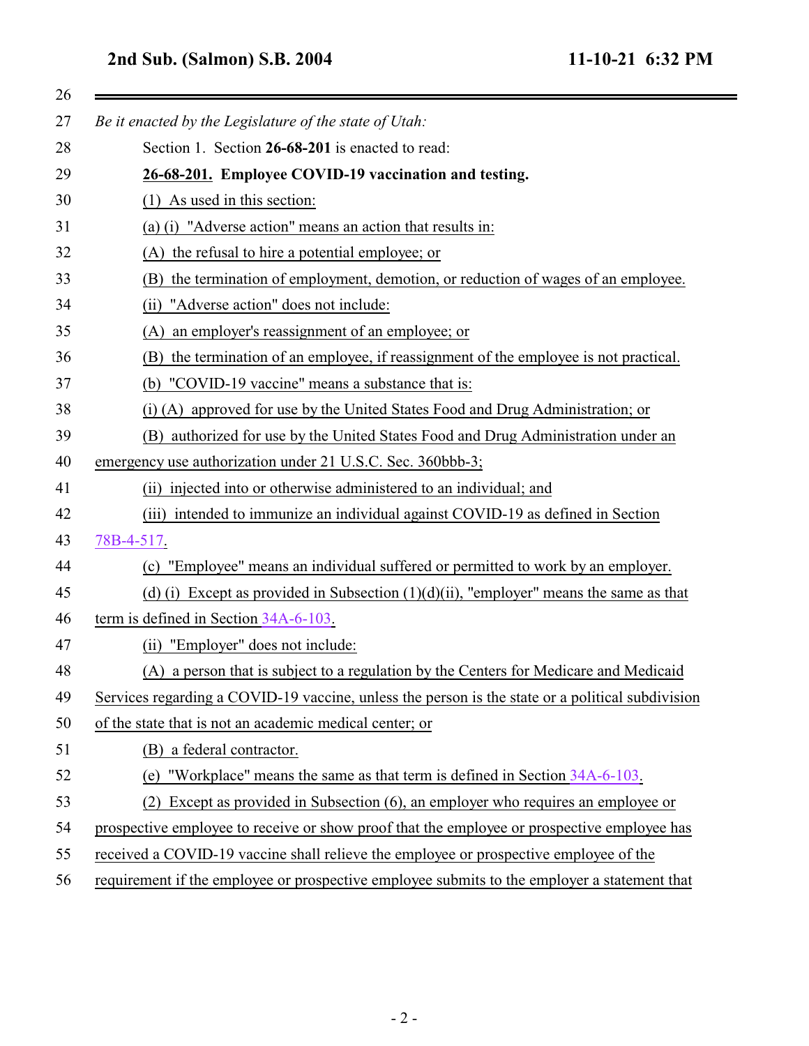*Be it enacted by the Legislature of the state of Utah:*

Section 1. Section **26-68-201** is enacted to read:

**26-68-201. Employee COVID-19 vaccination and testing.**

(1) As used in this section:

(a) (i) "Adverse action" means an action that results in:

(A) the refusal to hire a potential employee; or

(B) the termination of employment, demotion, or reduction of wages of an employee.

(ii) "Adverse action" does not include:

(A) an employer's reassignment of an employee; or

(B) the termination of an employee, if reassignment of the employee is not practical.

(b) "COVID-19 vaccine" means a substance that is:

(i) (A) approved for use by the United States Food and Drug Administration; or

(B) authorized for use by the United States Food and Drug Administration under an emergency use authorization under 21 U.S.C. Sec. 360bbb-3;

(ii) injected into or otherwise administered to an individual; and

(iii) intended to immunize an individual against COVID-19 as defined in Section 78B-4-517.

(c) "Employee" means an individual suffered or permitted to work by an employer.

(d) (i) Except as provided in Subsection (1)(d)(ii), "employer" means the same as that term is defined in Section 34A-6-103.

(ii) "Employer" does not include:

(A) a person that is subject to a regulation by the Centers for Medicare and Medicaid Services regarding a COVID-19 vaccine, unless the person is the state or a political subdivision of the state that is not an academic medical center; or

(B) a federal contractor.

(e) "Workplace" means the same as that term is defined in Section 34A-6-103.

(2) Except as provided in Subsection (6), an employer who requires an employee or prospective employee to receive or show proof that the employee or prospective employee has received a COVID-19 vaccine shall relieve the employee or prospective employee of the requirement if the employee or prospective employee submits to the employer a statement that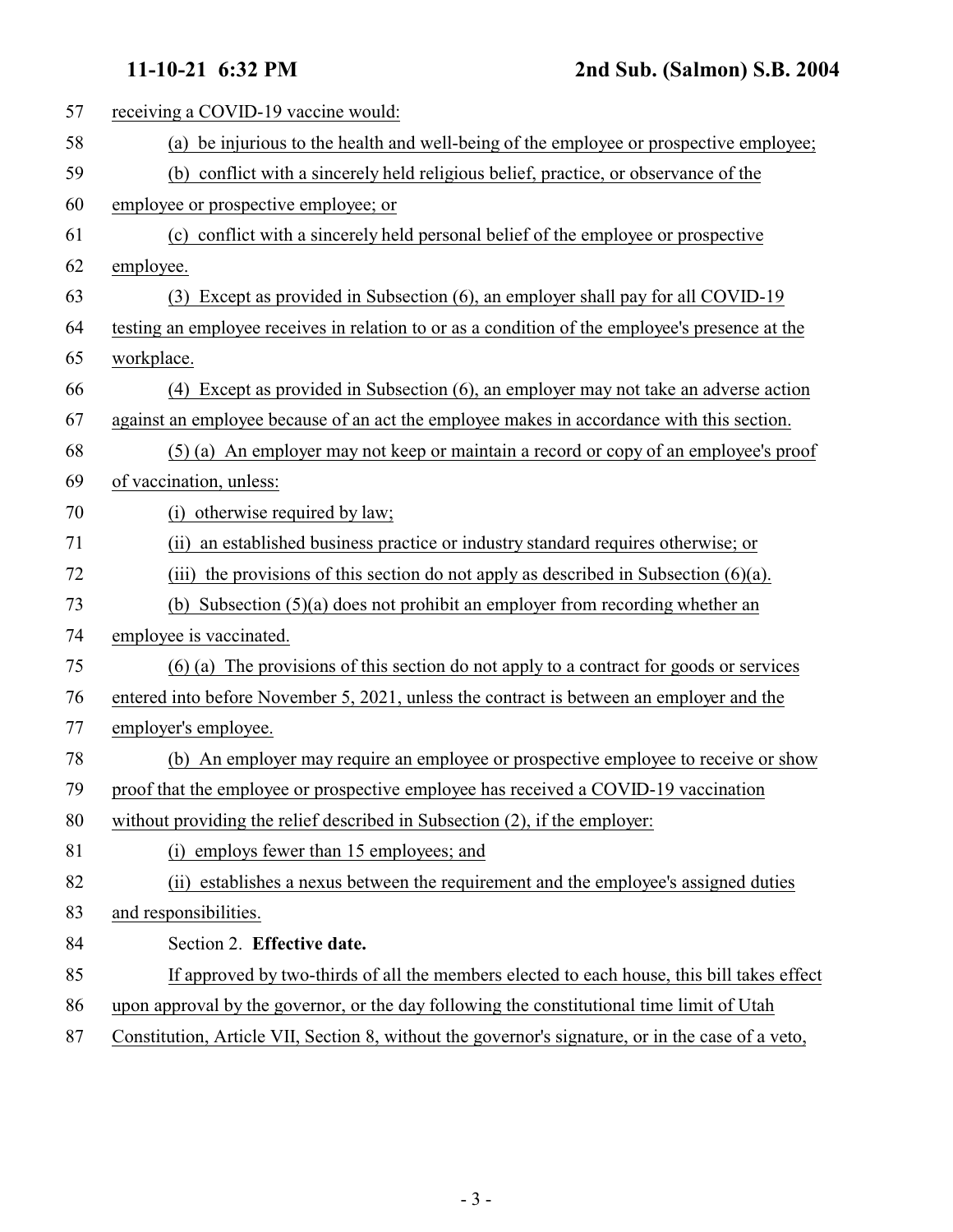receiving a COVID-19 vaccine would:

(a) be injurious to the health and well-being of the employee or prospective employee;

(b) conflict with a sincerely held religious belief, practice, or observance of the employee or prospective employee; or

(c) conflict with a sincerely held personal belief of the employee or prospective employee.

(3) Except as provided in Subsection (6), an employer shall pay for all COVID-19 testing an employee receives in relation to or as a condition of the employee's presence at the workplace.

(4) Except as provided in Subsection (6), an employer may not take an adverse action against an employee because of an act the employee makes in accordance with this section.

(5) (a) An employer may not keep or maintain a record or copy of an employee's proof of vaccination, unless:

(i) otherwise required by law;

(ii) an established business practice or industry standard requires otherwise; or

(iii) the provisions of this section do not apply as described in Subsection (6)(a).

(b) Subsection (5)(a) does not prohibit an employer from recording whether an employee is vaccinated.

(6) (a) The provisions of this section do not apply to a contract for goods or services entered into before November 5, 2021, unless the contract is between an employer and the employer's employee.

(b) An employer may require an employee or prospective employee to receive or show proof that the employee or prospective employee has received a COVID-19 vaccination without providing the relief described in Subsection (2), if the employer:

(i) employs fewer than 15 employees; and

(ii) establishes a nexus between the requirement and the employee's assigned duties and responsibilities.

Section 2. **Effective date.**

If approved by two-thirds of all the members elected to each house, this bill takes effect upon approval by the governor, or the day following the constitutional time limit of Utah Constitution, Article VII, Section 8, without the governor's signature, or in the case of a veto,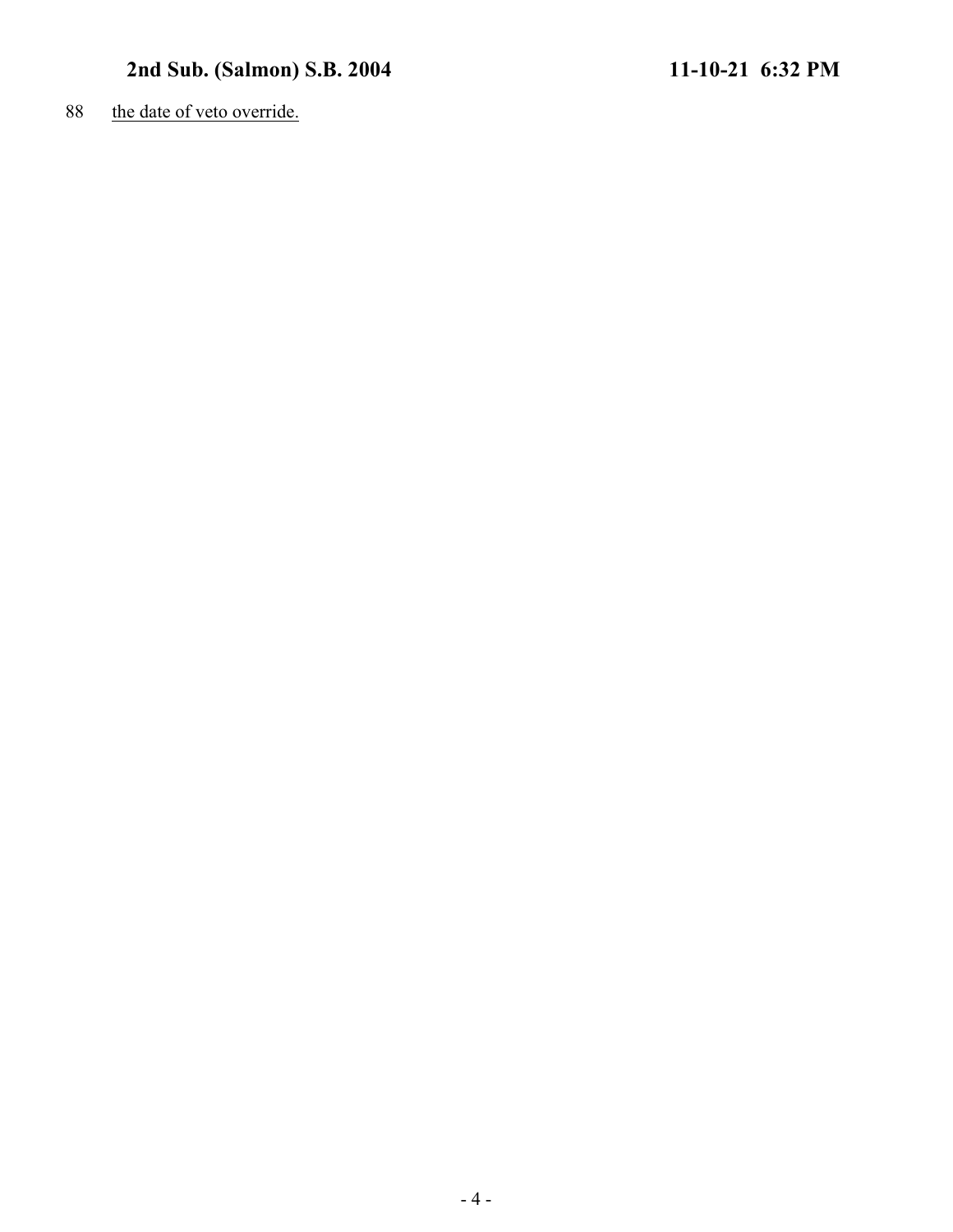88 <u>the date of veto override.</u>